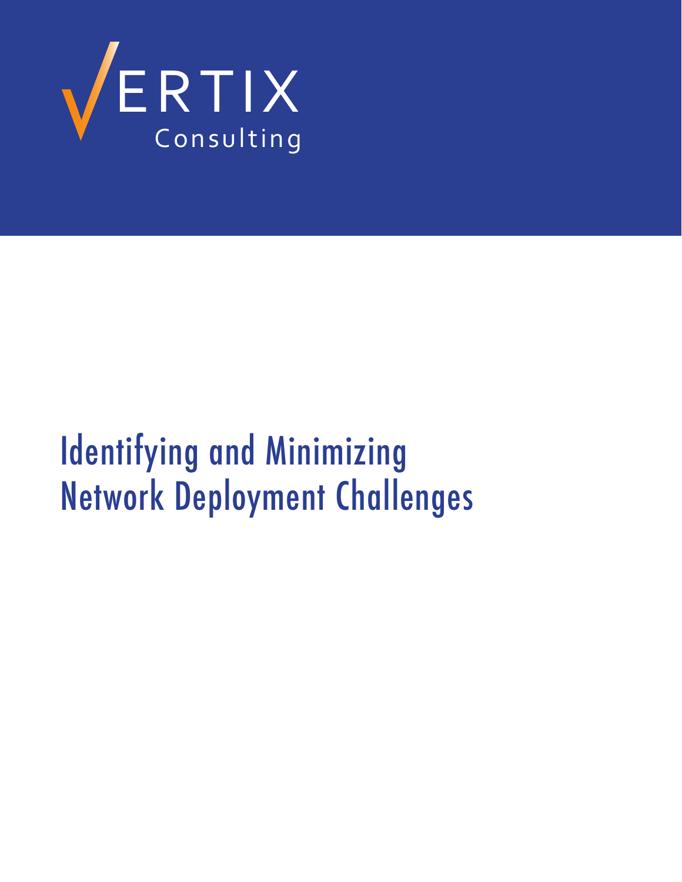VERTIX Consulting

# Identifying and Minimizing Network Deployment Challenges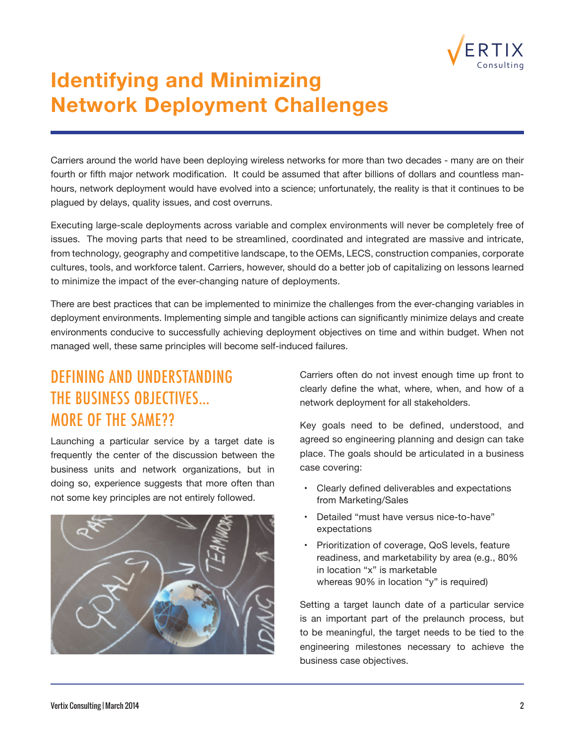# Identifying and Minimizing Network Deployment Challenges

Carriers around the world have been deploying wireless networks for more than two decades - many are on their fourth or fifth major network modification. It could be assumed that after billions of dollars and countless man-hours, network deployment would have evolved into a science; unfortunately, the reality is that it continues to be plagued by delays, quality issues, and cost overruns.

Executing large-scale deployments across variable and complex environments will never be completely free of issues. The moving parts that need to be streamlined, coordinated and integrated are massive and intricate, from technology, geography and competitive landscape, to the OEMs, LECS, construction companies, corporate cultures, tools, and workforce talent. Carriers, however, should do a better job of capitalizing on lessons learned to minimize the impact of the ever-changing nature of deployments.

There are best practices that can be implemented to minimize the challenges from the ever-changing variables in deployment environments. Implementing simple and tangible actions can significantly minimize delays and create environments conducive to successfully achieving deployment objectives on time and within budget. When not managed well, these same principles will become self-induced failures.

## DEFINING AND UNDERSTANDING THE BUSINESS OBJECTIVES… MORE OF THE SAME??

Launching a particular service by a target date is frequently the center of the discussion between the business units and network organizations, but in doing so, experience suggests that more often than not some key principles are not entirely followed.

Carriers often do not invest enough time up front to clearly define the what, where, when, and how of a network deployment for all stakeholders.

Key goals need to be defined, understood, and agreed so engineering planning and design can take place. The goals should be articulated in a business case covering:

- Clearly defined deliverables and expectations from Marketing/Sales
- Detailed "must have versus nice-to-have" expectations
- Prioritization of coverage, QoS levels, feature readiness, and marketability by area (e.g., 80% in location "x" is marketable whereas 90% in location "y" is required)

Setting a target launch date of a particular service is an important part of the prelaunch process, but to be meaningful, the target needs to be tied to the engineering milestones necessary to achieve the business case objectives.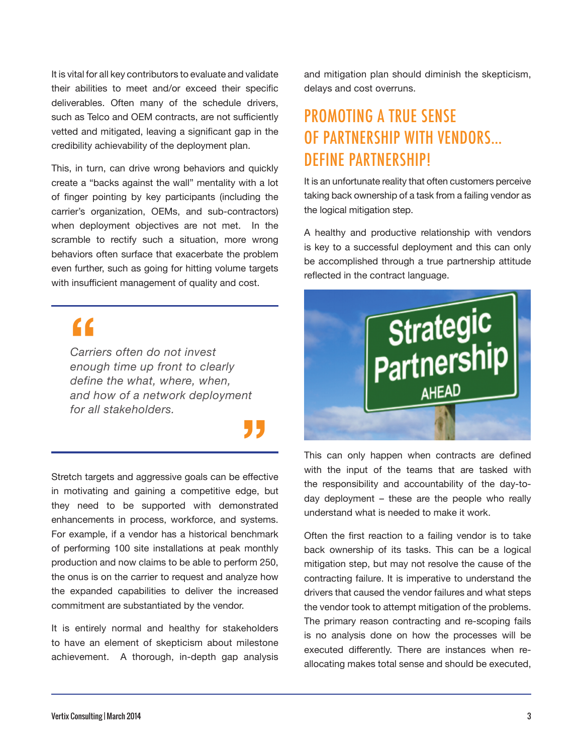It is vital for all key contributors to evaluate and validate their abilities to meet and/or exceed their specific deliverables. Often many of the schedule drivers, such as Telco and OEM contracts, are not sufficiently vetted and mitigated, leaving a significant gap in the credibility achievability of the deployment plan.

This, in turn, can drive wrong behaviors and quickly create a "backs against the wall" mentality with a lot of finger pointing by key participants (including the carrier's organization, OEMs, and sub-contractors) when deployment objectives are not met. In the scramble to rectify such a situation, more wrong behaviors often surface that exacerbate the problem even further, such as going for hitting volume targets with insufficient management of quality and cost.

> *Carriers often do not invest enough time up front to clearly define the what, where, when, and how of a network deployment for all stakeholders.*

Stretch targets and aggressive goals can be effective in motivating and gaining a competitive edge, but they need to be supported with demonstrated enhancements in process, workforce, and systems. For example, if a vendor has a historical benchmark of performing 100 site installations at peak monthly production and now claims to be able to perform 250, the onus is on the carrier to request and analyze how the expanded capabilities to deliver the increased commitment are substantiated by the vendor.

It is entirely normal and healthy for stakeholders to have an element of skepticism about milestone achievement. A thorough, in-depth gap analysis and mitigation plan should diminish the skepticism, delays and cost overruns.

## PROMOTING A TRUE SENSE OF PARTNERSHIP WITH VENDORS… DEFINE PARTNERSHIP!

It is an unfortunate reality that often customers perceive taking back ownership of a task from a failing vendor as the logical mitigation step.

A healthy and productive relationship with vendors is key to a successful deployment and this can only be accomplished through a true partnership attitude reflected in the contract language.

This can only happen when contracts are defined with the input of the teams that are tasked with the responsibility and accountability of the day-to-day deployment – these are the people who really understand what is needed to make it work.

Often the first reaction to a failing vendor is to take back ownership of its tasks. This can be a logical mitigation step, but may not resolve the cause of the contracting failure. It is imperative to understand the drivers that caused the vendor failures and what steps the vendor took to attempt mitigation of the problems. The primary reason contracting and re-scoping fails is no analysis done on how the processes will be executed differently. There are instances when re-allocating makes total sense and should be executed,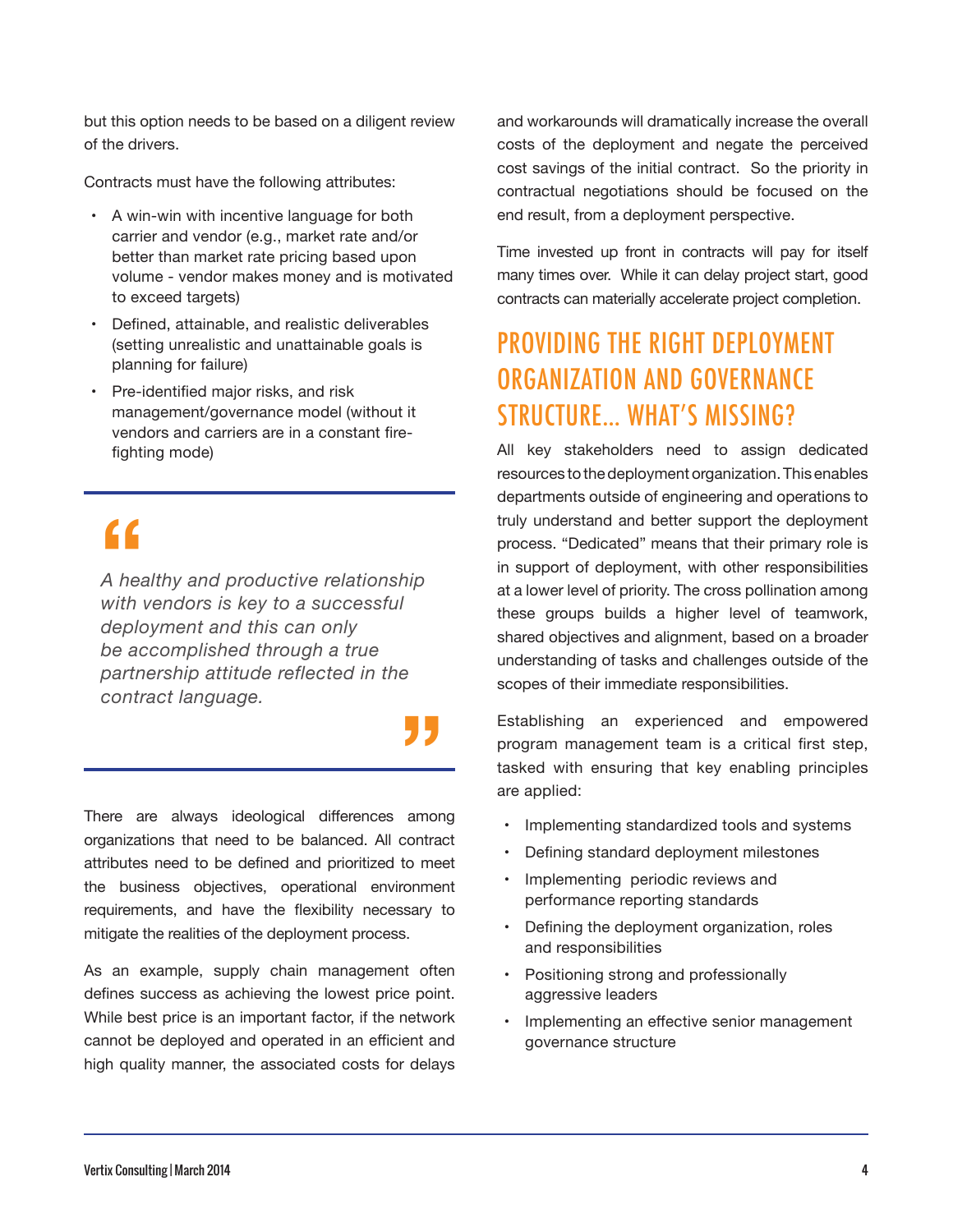but this option needs to be based on a diligent review of the drivers.

Contracts must have the following attributes:

- A win-win with incentive language for both carrier and vendor (e.g., market rate and/or better than market rate pricing based upon volume - vendor makes money and is motivated to exceed targets)
- Defined, attainable, and realistic deliverables (setting unrealistic and unattainable goals is planning for failure)
- Pre-identified major risks, and risk management/governance model (without it vendors and carriers are in a constant fire-fighting mode)

> *A healthy and productive relationship with vendors is key to a successful deployment and this can only be accomplished through a true partnership attitude reflected in the contract language.*

There are always ideological differences among organizations that need to be balanced. All contract attributes need to be defined and prioritized to meet the business objectives, operational environment requirements, and have the flexibility necessary to mitigate the realities of the deployment process.

As an example, supply chain management often defines success as achieving the lowest price point. While best price is an important factor, if the network cannot be deployed and operated in an efficient and high quality manner, the associated costs for delays and workarounds will dramatically increase the overall costs of the deployment and negate the perceived cost savings of the initial contract. So the priority in contractual negotiations should be focused on the end result, from a deployment perspective.

Time invested up front in contracts will pay for itself many times over. While it can delay project start, good contracts can materially accelerate project completion.

## PROVIDING THE RIGHT DEPLOYMENT ORGANIZATION AND GOVERNANCE STRUCTURE… WHAT'S MISSING?

All key stakeholders need to assign dedicated resources to the deployment organization. This enables departments outside of engineering and operations to truly understand and better support the deployment process. "Dedicated" means that their primary role is in support of deployment, with other responsibilities at a lower level of priority. The cross pollination among these groups builds a higher level of teamwork, shared objectives and alignment, based on a broader understanding of tasks and challenges outside of the scopes of their immediate responsibilities.

Establishing an experienced and empowered program management team is a critical first step, tasked with ensuring that key enabling principles are applied:

- Implementing standardized tools and systems
- Defining standard deployment milestones
- Implementing periodic reviews and performance reporting standards
- Defining the deployment organization, roles and responsibilities
- Positioning strong and professionally aggressive leaders
- Implementing an effective senior management governance structure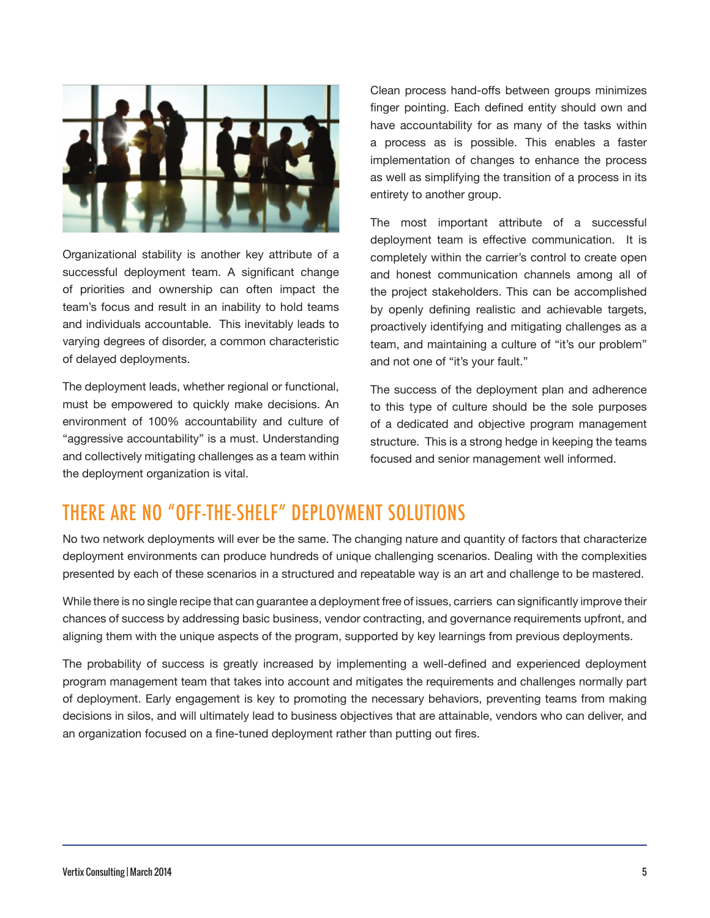Organizational stability is another key attribute of a successful deployment team. A significant change of priorities and ownership can often impact the team's focus and result in an inability to hold teams and individuals accountable. This inevitably leads to varying degrees of disorder, a common characteristic of delayed deployments.

The deployment leads, whether regional or functional, must be empowered to quickly make decisions. An environment of 100% accountability and culture of "aggressive accountability" is a must. Understanding and collectively mitigating challenges as a team within the deployment organization is vital.

Clean process hand-offs between groups minimizes finger pointing. Each defined entity should own and have accountability for as many of the tasks within a process as is possible. This enables a faster implementation of changes to enhance the process as well as simplifying the transition of a process in its entirety to another group.

The most important attribute of a successful deployment team is effective communication. It is completely within the carrier's control to create open and honest communication channels among all of the project stakeholders. This can be accomplished by openly defining realistic and achievable targets, proactively identifying and mitigating challenges as a team, and maintaining a culture of "it's our problem" and not one of "it's your fault."

The success of the deployment plan and adherence to this type of culture should be the sole purposes of a dedicated and objective program management structure. This is a strong hedge in keeping the teams focused and senior management well informed.

## THERE ARE NO "OFF-THE-SHELF" DEPLOYMENT SOLUTIONS

No two network deployments will ever be the same. The changing nature and quantity of factors that characterize deployment environments can produce hundreds of unique challenging scenarios. Dealing with the complexities presented by each of these scenarios in a structured and repeatable way is an art and challenge to be mastered.

While there is no single recipe that can guarantee a deployment free of issues, carriers can significantly improve their chances of success by addressing basic business, vendor contracting, and governance requirements upfront, and aligning them with the unique aspects of the program, supported by key learnings from previous deployments.

The probability of success is greatly increased by implementing a well-defined and experienced deployment program management team that takes into account and mitigates the requirements and challenges normally part of deployment. Early engagement is key to promoting the necessary behaviors, preventing teams from making decisions in silos, and will ultimately lead to business objectives that are attainable, vendors who can deliver, and an organization focused on a fine-tuned deployment rather than putting out fires.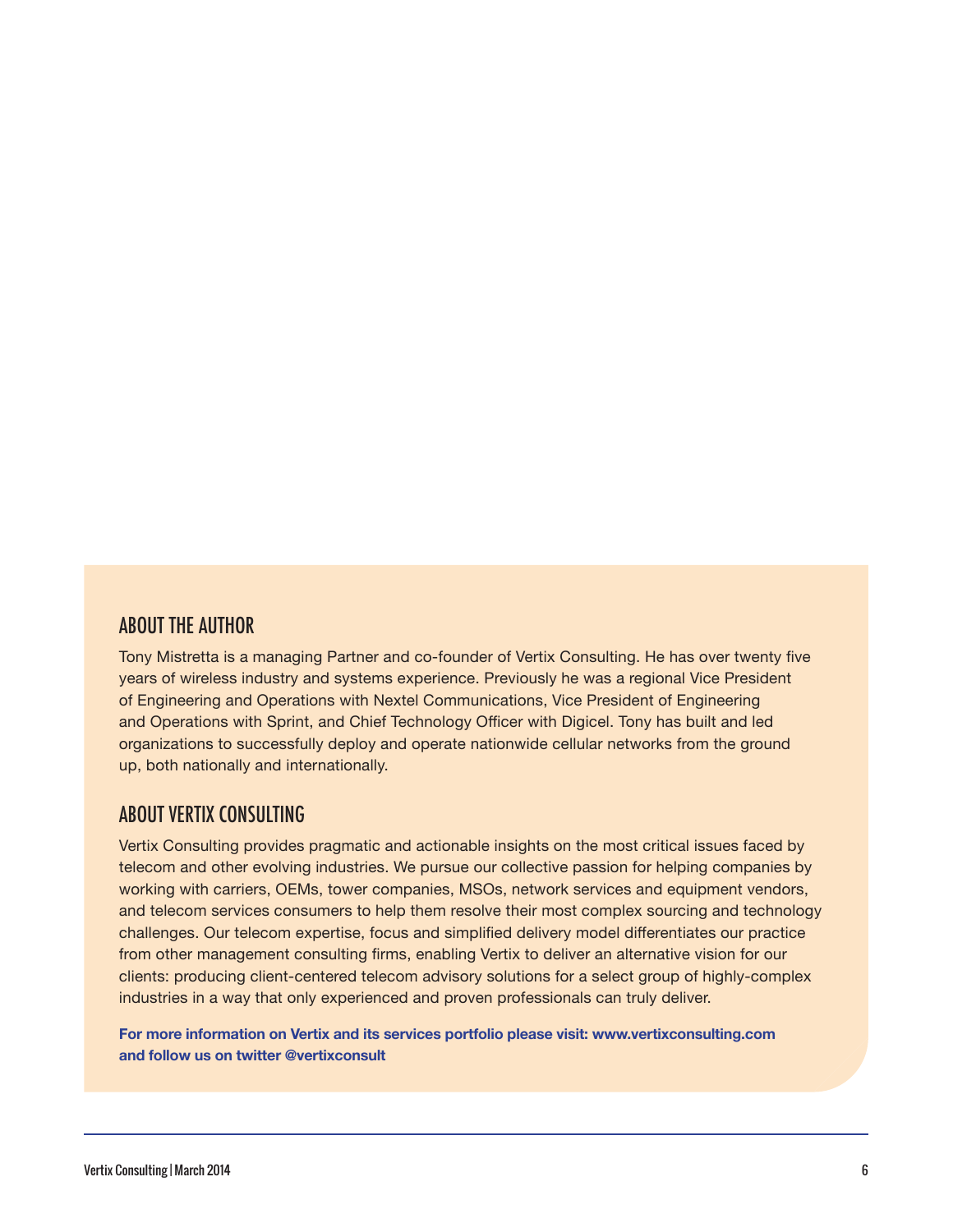## ABOUT THE AUTHOR

Tony Mistretta is a managing Partner and co-founder of Vertix Consulting. He has over twenty five years of wireless industry and systems experience. Previously he was a regional Vice President of Engineering and Operations with Nextel Communications, Vice President of Engineering and Operations with Sprint, and Chief Technology Officer with Digicel. Tony has built and led organizations to successfully deploy and operate nationwide cellular networks from the ground up, both nationally and internationally.

## ABOUT VERTIX CONSULTING

Vertix Consulting provides pragmatic and actionable insights on the most critical issues faced by telecom and other evolving industries. We pursue our collective passion for helping companies by working with carriers, OEMs, tower companies, MSOs, network services and equipment vendors, and telecom services consumers to help them resolve their most complex sourcing and technology challenges. Our telecom expertise, focus and simplified delivery model differentiates our practice from other management consulting firms, enabling Vertix to deliver an alternative vision for our clients: producing client-centered telecom advisory solutions for a select group of highly-complex industries in a way that only experienced and proven professionals can truly deliver.

**For more information on Vertix and its services portfolio please visit: www.vertixconsulting.com and follow us on twitter @vertixconsult**